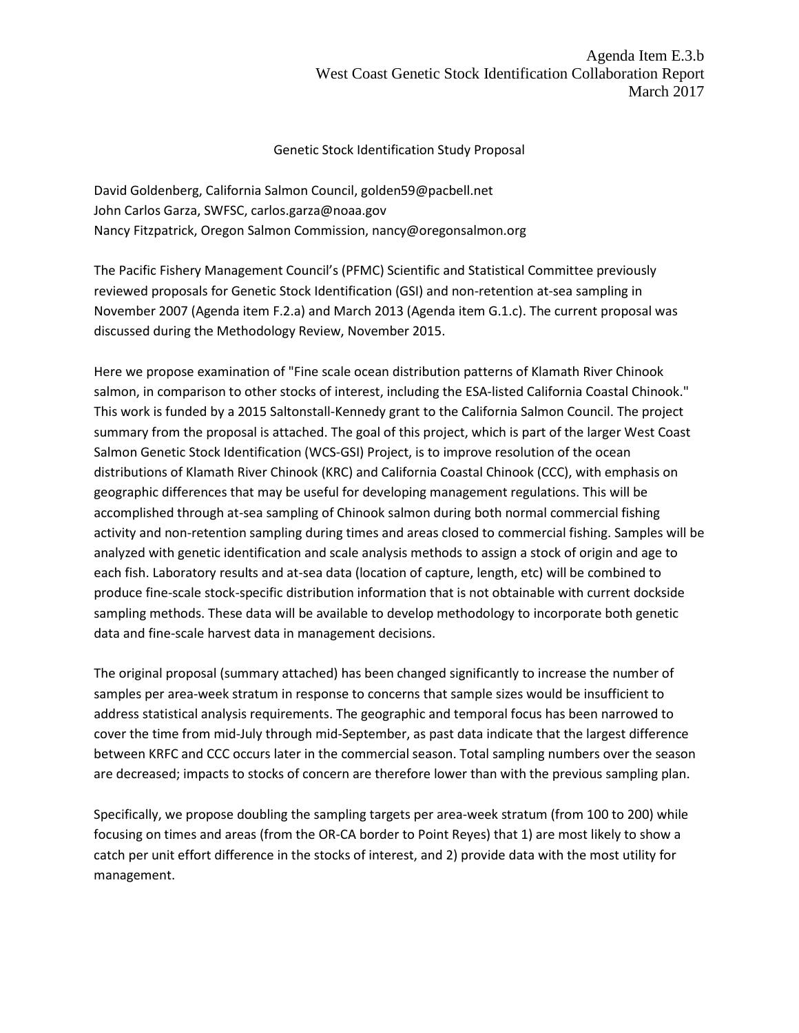Agenda Item E.3.b
West Coast Genetic Stock Identification Collaboration Report
March 2017

# Genetic Stock Identification Study Proposal

David Goldenberg, California Salmon Council, golden59@pacbell.net
John Carlos Garza, SWFSC, carlos.garza@noaa.gov
Nancy Fitzpatrick, Oregon Salmon Commission, nancy@oregonsalmon.org

The Pacific Fishery Management Council's (PFMC) Scientific and Statistical Committee previously reviewed proposals for Genetic Stock Identification (GSI) and non-retention at-sea sampling in November 2007 (Agenda item F.2.a) and March 2013 (Agenda item G.1.c). The current proposal was discussed during the Methodology Review, November 2015.

Here we propose examination of "Fine scale ocean distribution patterns of Klamath River Chinook salmon, in comparison to other stocks of interest, including the ESA-listed California Coastal Chinook." This work is funded by a 2015 Saltonstall-Kennedy grant to the California Salmon Council. The project summary from the proposal is attached. The goal of this project, which is part of the larger West Coast Salmon Genetic Stock Identification (WCS-GSI) Project, is to improve resolution of the ocean distributions of Klamath River Chinook (KRC) and California Coastal Chinook (CCC), with emphasis on geographic differences that may be useful for developing management regulations. This will be accomplished through at-sea sampling of Chinook salmon during both normal commercial fishing activity and non-retention sampling during times and areas closed to commercial fishing. Samples will be analyzed with genetic identification and scale analysis methods to assign a stock of origin and age to each fish. Laboratory results and at-sea data (location of capture, length, etc) will be combined to produce fine-scale stock-specific distribution information that is not obtainable with current dockside sampling methods. These data will be available to develop methodology to incorporate both genetic data and fine-scale harvest data in management decisions.

The original proposal (summary attached) has been changed significantly to increase the number of samples per area-week stratum in response to concerns that sample sizes would be insufficient to address statistical analysis requirements. The geographic and temporal focus has been narrowed to cover the time from mid-July through mid-September, as past data indicate that the largest difference between KRFC and CCC occurs later in the commercial season. Total sampling numbers over the season are decreased; impacts to stocks of concern are therefore lower than with the previous sampling plan.

Specifically, we propose doubling the sampling targets per area-week stratum (from 100 to 200) while focusing on times and areas (from the OR-CA border to Point Reyes) that 1) are most likely to show a catch per unit effort difference in the stocks of interest, and 2) provide data with the most utility for management.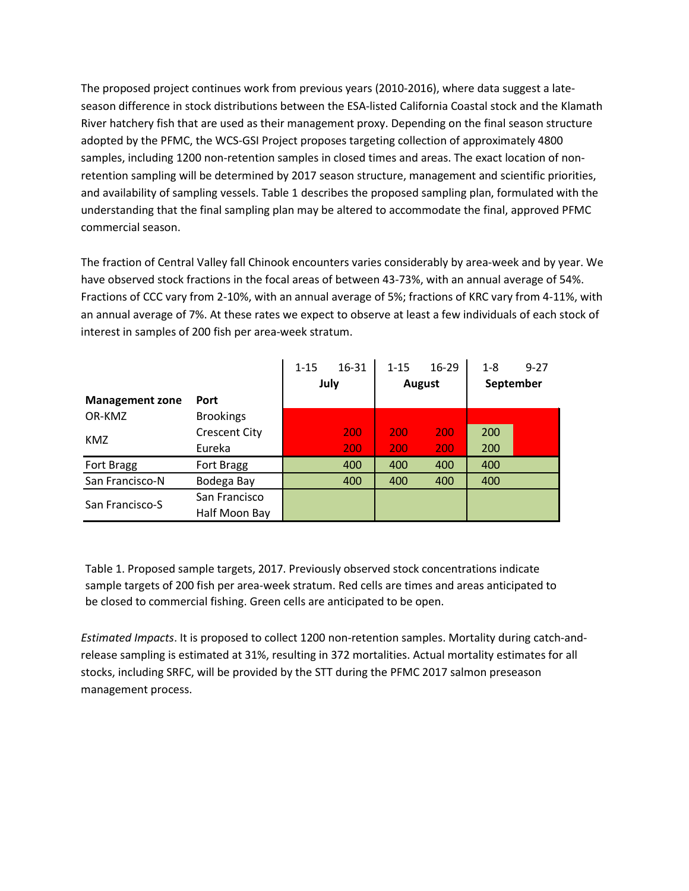The proposed project continues work from previous years (2010-2016), where data suggest a late-season difference in stock distributions between the ESA-listed California Coastal stock and the Klamath River hatchery fish that are used as their management proxy. Depending on the final season structure adopted by the PFMC, the WCS-GSI Project proposes targeting collection of approximately 4800 samples, including 1200 non-retention samples in closed times and areas. The exact location of non-retention sampling will be determined by 2017 season structure, management and scientific priorities, and availability of sampling vessels. Table 1 describes the proposed sampling plan, formulated with the understanding that the final sampling plan may be altered to accommodate the final, approved PFMC commercial season.

The fraction of Central Valley fall Chinook encounters varies considerably by area-week and by year. We have observed stock fractions in the focal areas of between 43-73%, with an annual average of 54%. Fractions of CCC vary from 2-10%, with an annual average of 5%; fractions of KRC vary from 4-11%, with an annual average of 7%. At these rates we expect to observe at least a few individuals of each stock of interest in samples of 200 fish per area-week stratum.

| | | July | | August | | September | |
|---|---|---|---|---|---|---|---|
| | | 1-15 | 16-31 | 1-15 | 16-29 | 1-8 | 9-27 |
| **Management zone** | **Port** | | | | | | |
| OR-KMZ | Brookings | | | | | | |
| KMZ | Crescent City | | 200 | 200 | 200 | 200 | |
| | Eureka | | 200 | 200 | 200 | 200 | |
| Fort Bragg | Fort Bragg | | 400 | 400 | 400 | 400 | |
| San Francisco-N | Bodega Bay | | 400 | 400 | 400 | 400 | |
| San Francisco-S | San Francisco | | | | | | |
| | Half Moon Bay | | | | | | |

Table 1. Proposed sample targets, 2017. Previously observed stock concentrations indicate sample targets of 200 fish per area-week stratum. Red cells are times and areas anticipated to be closed to commercial fishing. Green cells are anticipated to be open.

*Estimated Impacts*. It is proposed to collect 1200 non-retention samples. Mortality during catch-and-release sampling is estimated at 31%, resulting in 372 mortalities. Actual mortality estimates for all stocks, including SRFC, will be provided by the STT during the PFMC 2017 salmon preseason management process.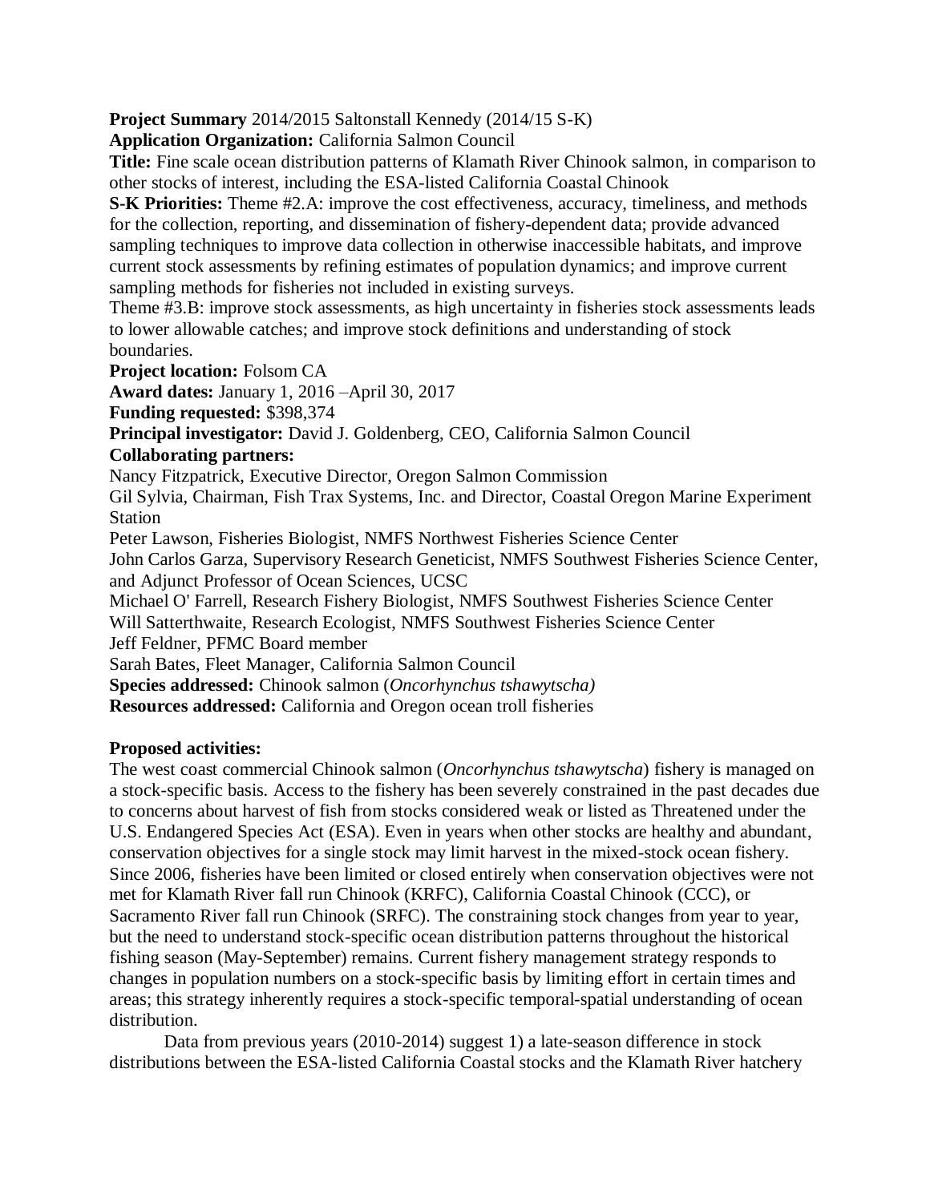**Project Summary** 2014/2015 Saltonstall Kennedy (2014/15 S-K)
**Application Organization:** California Salmon Council
**Title:** Fine scale ocean distribution patterns of Klamath River Chinook salmon, in comparison to other stocks of interest, including the ESA-listed California Coastal Chinook
**S-K Priorities:** Theme #2.A: improve the cost effectiveness, accuracy, timeliness, and methods for the collection, reporting, and dissemination of fishery-dependent data; provide advanced sampling techniques to improve data collection in otherwise inaccessible habitats, and improve current stock assessments by refining estimates of population dynamics; and improve current sampling methods for fisheries not included in existing surveys.
Theme #3.B: improve stock assessments, as high uncertainty in fisheries stock assessments leads to lower allowable catches; and improve stock definitions and understanding of stock boundaries.
**Project location:** Folsom CA
**Award dates:** January 1, 2016 –April 30, 2017
**Funding requested:** $398,374
**Principal investigator:** David J. Goldenberg, CEO, California Salmon Council
**Collaborating partners:**
Nancy Fitzpatrick, Executive Director, Oregon Salmon Commission
Gil Sylvia, Chairman, Fish Trax Systems, Inc. and Director, Coastal Oregon Marine Experiment Station
Peter Lawson, Fisheries Biologist, NMFS Northwest Fisheries Science Center
John Carlos Garza, Supervisory Research Geneticist, NMFS Southwest Fisheries Science Center, and Adjunct Professor of Ocean Sciences, UCSC
Michael O' Farrell, Research Fishery Biologist, NMFS Southwest Fisheries Science Center
Will Satterthwaite, Research Ecologist, NMFS Southwest Fisheries Science Center
Jeff Feldner, PFMC Board member
Sarah Bates, Fleet Manager, California Salmon Council
**Species addressed:** Chinook salmon (*Oncorhynchus tshawytscha)*
**Resources addressed:** California and Oregon ocean troll fisheries

**Proposed activities:**

The west coast commercial Chinook salmon (*Oncorhynchus tshawytscha*) fishery is managed on a stock-specific basis. Access to the fishery has been severely constrained in the past decades due to concerns about harvest of fish from stocks considered weak or listed as Threatened under the U.S. Endangered Species Act (ESA). Even in years when other stocks are healthy and abundant, conservation objectives for a single stock may limit harvest in the mixed-stock ocean fishery. Since 2006, fisheries have been limited or closed entirely when conservation objectives were not met for Klamath River fall run Chinook (KRFC), California Coastal Chinook (CCC), or Sacramento River fall run Chinook (SRFC). The constraining stock changes from year to year, but the need to understand stock-specific ocean distribution patterns throughout the historical fishing season (May-September) remains. Current fishery management strategy responds to changes in population numbers on a stock-specific basis by limiting effort in certain times and areas; this strategy inherently requires a stock-specific temporal-spatial understanding of ocean distribution.

Data from previous years (2010-2014) suggest 1) a late-season difference in stock distributions between the ESA-listed California Coastal stocks and the Klamath River hatchery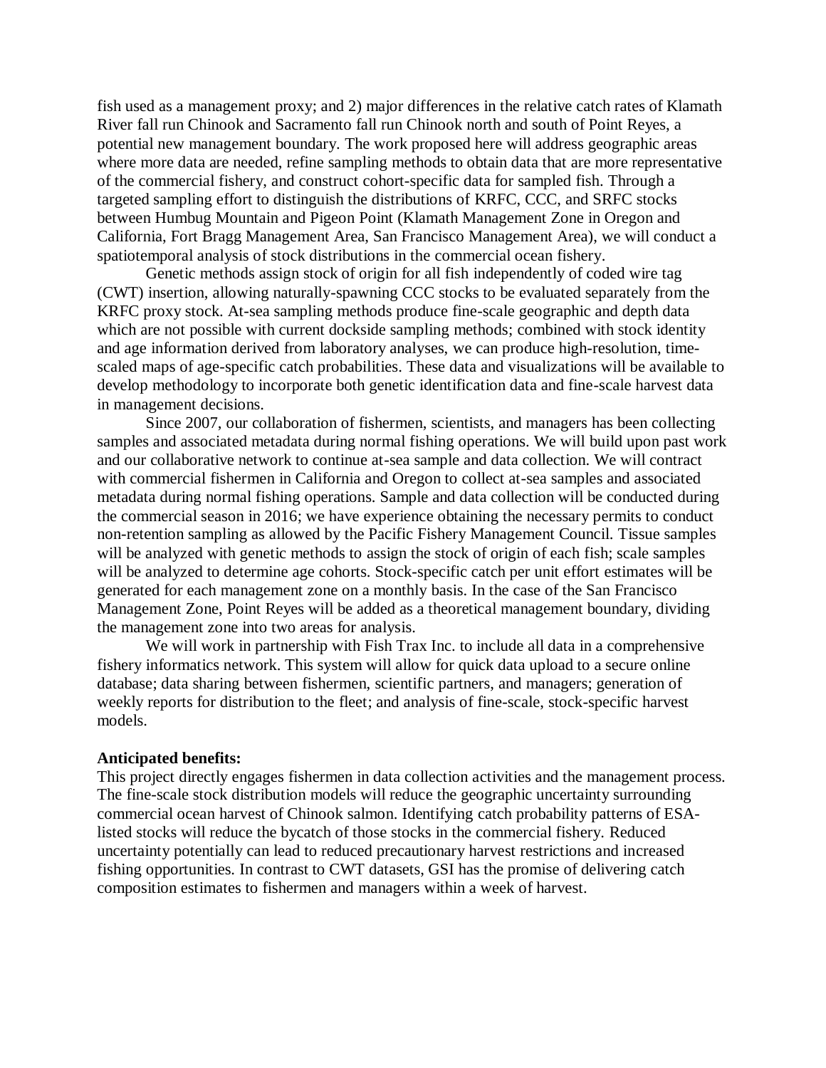fish used as a management proxy; and 2) major differences in the relative catch rates of Klamath River fall run Chinook and Sacramento fall run Chinook north and south of Point Reyes, a potential new management boundary. The work proposed here will address geographic areas where more data are needed, refine sampling methods to obtain data that are more representative of the commercial fishery, and construct cohort-specific data for sampled fish. Through a targeted sampling effort to distinguish the distributions of KRFC, CCC, and SRFC stocks between Humbug Mountain and Pigeon Point (Klamath Management Zone in Oregon and California, Fort Bragg Management Area, San Francisco Management Area), we will conduct a spatiotemporal analysis of stock distributions in the commercial ocean fishery.

Genetic methods assign stock of origin for all fish independently of coded wire tag (CWT) insertion, allowing naturally-spawning CCC stocks to be evaluated separately from the KRFC proxy stock. At-sea sampling methods produce fine-scale geographic and depth data which are not possible with current dockside sampling methods; combined with stock identity and age information derived from laboratory analyses, we can produce high-resolution, time-scaled maps of age-specific catch probabilities. These data and visualizations will be available to develop methodology to incorporate both genetic identification data and fine-scale harvest data in management decisions.

Since 2007, our collaboration of fishermen, scientists, and managers has been collecting samples and associated metadata during normal fishing operations. We will build upon past work and our collaborative network to continue at-sea sample and data collection. We will contract with commercial fishermen in California and Oregon to collect at-sea samples and associated metadata during normal fishing operations. Sample and data collection will be conducted during the commercial season in 2016; we have experience obtaining the necessary permits to conduct non-retention sampling as allowed by the Pacific Fishery Management Council. Tissue samples will be analyzed with genetic methods to assign the stock of origin of each fish; scale samples will be analyzed to determine age cohorts. Stock-specific catch per unit effort estimates will be generated for each management zone on a monthly basis. In the case of the San Francisco Management Zone, Point Reyes will be added as a theoretical management boundary, dividing the management zone into two areas for analysis.

We will work in partnership with Fish Trax Inc. to include all data in a comprehensive fishery informatics network. This system will allow for quick data upload to a secure online database; data sharing between fishermen, scientific partners, and managers; generation of weekly reports for distribution to the fleet; and analysis of fine-scale, stock-specific harvest models.

**Anticipated benefits:**

This project directly engages fishermen in data collection activities and the management process. The fine-scale stock distribution models will reduce the geographic uncertainty surrounding commercial ocean harvest of Chinook salmon. Identifying catch probability patterns of ESA-listed stocks will reduce the bycatch of those stocks in the commercial fishery. Reduced uncertainty potentially can lead to reduced precautionary harvest restrictions and increased fishing opportunities. In contrast to CWT datasets, GSI has the promise of delivering catch composition estimates to fishermen and managers within a week of harvest.